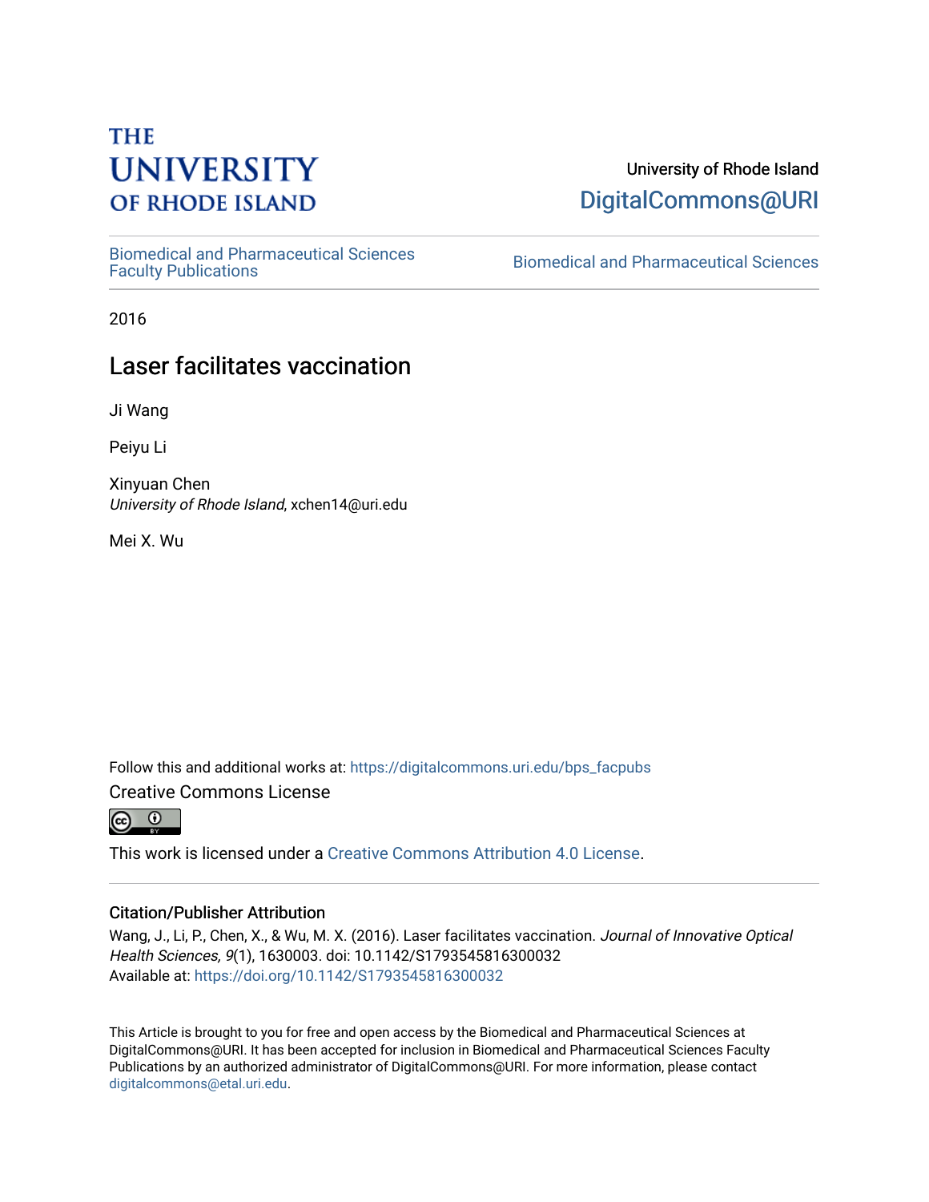THE UNIVERSITY OF RHODE ISLAND

University of Rhode Island
DigitalCommons@URI

Biomedical and Pharmaceutical Sciences Faculty Publications

Biomedical and Pharmaceutical Sciences

2016

# Laser facilitates vaccination

Ji Wang

Peiyu Li

Xinyuan Chen
*University of Rhode Island*, xchen14@uri.edu

Mei X. Wu

Follow this and additional works at: https://digitalcommons.uri.edu/bps_facpubs

Creative Commons License

This work is licensed under a Creative Commons Attribution 4.0 License.

### Citation/Publisher Attribution

Wang, J., Li, P., Chen, X., & Wu, M. X. (2016). Laser facilitates vaccination. *Journal of Innovative Optical Health Sciences, 9*(1), 1630003. doi: 10.1142/S1793545816300032
Available at: https://doi.org/10.1142/S1793545816300032

This Article is brought to you for free and open access by the Biomedical and Pharmaceutical Sciences at DigitalCommons@URI. It has been accepted for inclusion in Biomedical and Pharmaceutical Sciences Faculty Publications by an authorized administrator of DigitalCommons@URI. For more information, please contact digitalcommons@etal.uri.edu.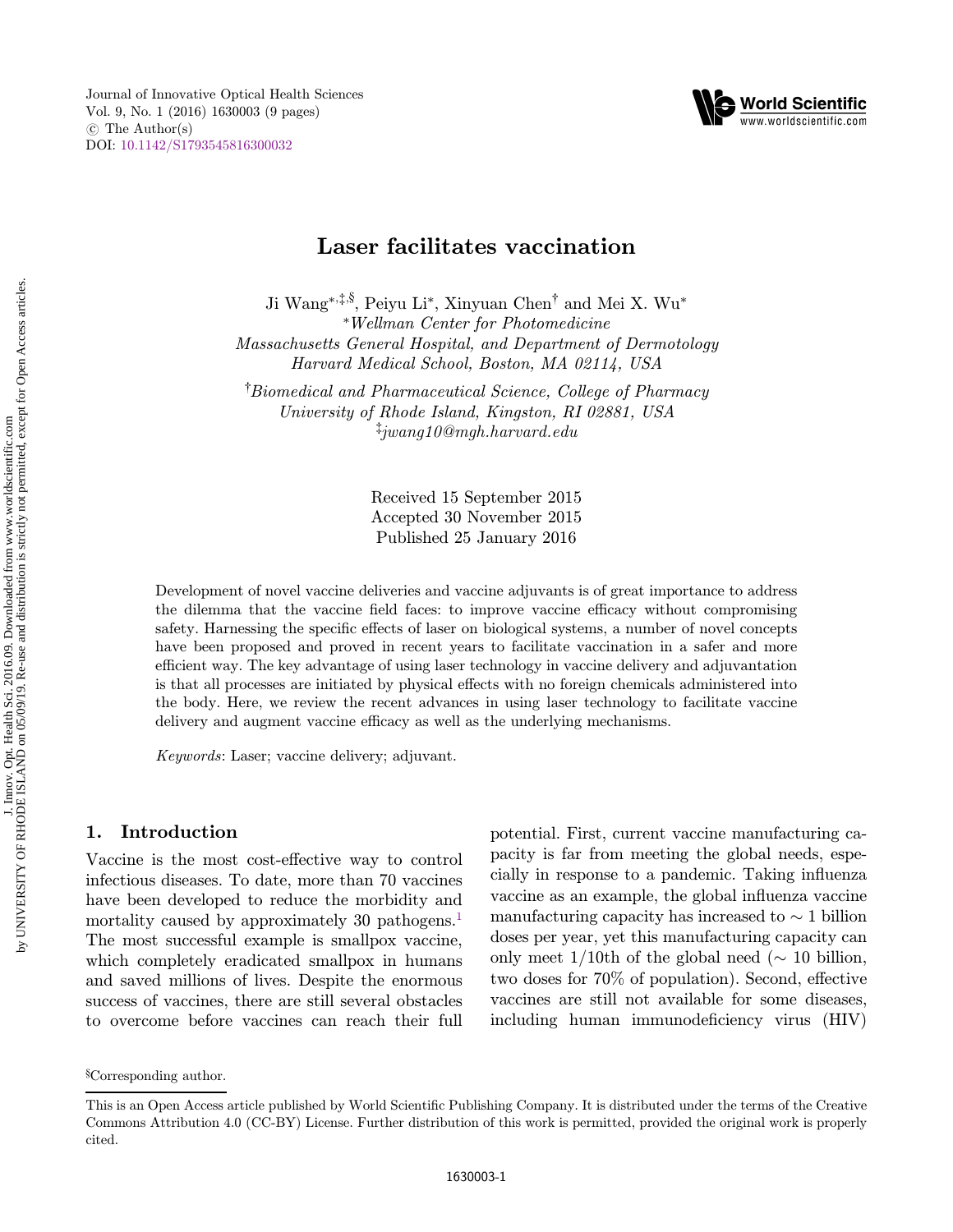# Laser facilitates vaccination

Ji Wang[*,‡,§], Peiyu Li[*], Xinyuan Chen[†] and Mei X. Wu[*]

[*]*Wellman Center for Photomedicine*
*Massachusetts General Hospital, and Department of Dermotology*
*Harvard Medical School, Boston, MA 02114, USA*

[†]*Biomedical and Pharmaceutical Science, College of Pharmacy*
*University of Rhode Island, Kingston, RI 02881, USA*
[‡]*jwang10@mgh.harvard.edu*

Received 15 September 2015
Accepted 30 November 2015
Published 25 January 2016

Development of novel vaccine deliveries and vaccine adjuvants is of great importance to address the dilemma that the vaccine field faces: to improve vaccine efficacy without compromising safety. Harnessing the specific effects of laser on biological systems, a number of novel concepts have been proposed and proved in recent years to facilitate vaccination in a safer and more efficient way. The key advantage of using laser technology in vaccine delivery and adjuvantation is that all processes are initiated by physical effects with no foreign chemicals administered into the body. Here, we review the recent advances in using laser technology to facilitate vaccine delivery and augment vaccine efficacy as well as the underlying mechanisms.

*Keywords*: Laser; vaccine delivery; adjuvant.

## 1. Introduction

Vaccine is the most cost-effective way to control infectious diseases. To date, more than 70 vaccines have been developed to reduce the morbidity and mortality caused by approximately 30 pathogens.[1] The most successful example is smallpox vaccine, which completely eradicated smallpox in humans and saved millions of lives. Despite the enormous success of vaccines, there are still several obstacles to overcome before vaccines can reach their full potential. First, current vaccine manufacturing capacity is far from meeting the global needs, especially in response to a pandemic. Taking influenza vaccine as an example, the global influenza vaccine manufacturing capacity has increased to $\sim$ 1 billion doses per year, yet this manufacturing capacity can only meet 1/10th of the global need ($\sim$ 10 billion, two doses for 70% of population). Second, effective vaccines are still not available for some diseases, including human immunodeficiency virus (HIV)

[§]Corresponding author.

This is an Open Access article published by World Scientific Publishing Company. It is distributed under the terms of the Creative Commons Attribution 4.0 (CC-BY) License. Further distribution of this work is permitted, provided the original work is properly cited.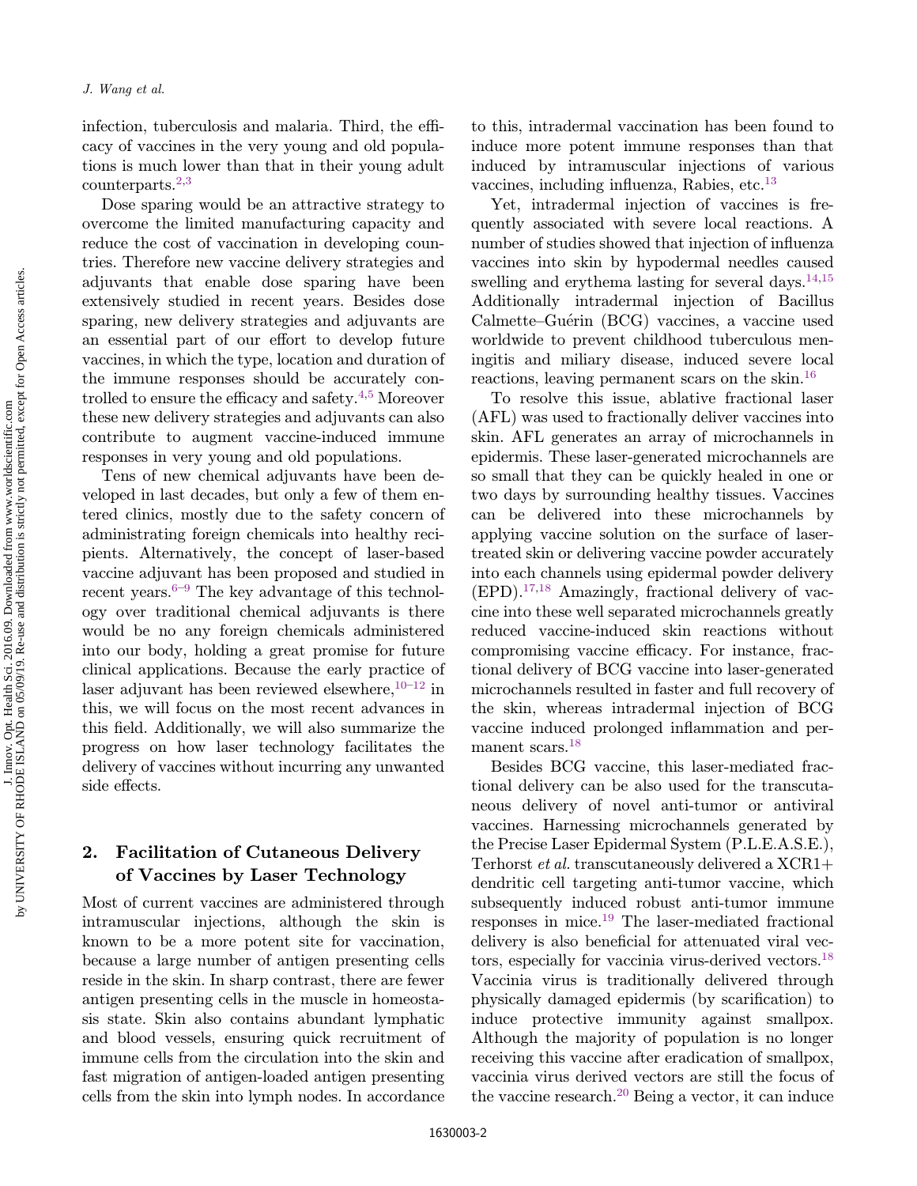infection, tuberculosis and malaria. Third, the efficacy of vaccines in the very young and old populations is much lower than that in their young adult counterparts.[2,3]

Dose sparing would be an attractive strategy to overcome the limited manufacturing capacity and reduce the cost of vaccination in developing countries. Therefore new vaccine delivery strategies and adjuvants that enable dose sparing have been extensively studied in recent years. Besides dose sparing, new delivery strategies and adjuvants are an essential part of our effort to develop future vaccines, in which the type, location and duration of the immune responses should be accurately controlled to ensure the efficacy and safety.[4,5] Moreover these new delivery strategies and adjuvants can also contribute to augment vaccine-induced immune responses in very young and old populations.

Tens of new chemical adjuvants have been developed in last decades, but only a few of them entered clinics, mostly due to the safety concern of administrating foreign chemicals into healthy recipients. Alternatively, the concept of laser-based vaccine adjuvant has been proposed and studied in recent years.[6–9] The key advantage of this technology over traditional chemical adjuvants is there would be no any foreign chemicals administered into our body, holding a great promise for future clinical applications. Because the early practice of laser adjuvant has been reviewed elsewhere,[10–12] in this, we will focus on the most recent advances in this field. Additionally, we will also summarize the progress on how laser technology facilitates the delivery of vaccines without incurring any unwanted side effects.

## 2. Facilitation of Cutaneous Delivery of Vaccines by Laser Technology

Most of current vaccines are administered through intramuscular injections, although the skin is known to be a more potent site for vaccination, because a large number of antigen presenting cells reside in the skin. In sharp contrast, there are fewer antigen presenting cells in the muscle in homeostasis state. Skin also contains abundant lymphatic and blood vessels, ensuring quick recruitment of immune cells from the circulation into the skin and fast migration of antigen-loaded antigen presenting cells from the skin into lymph nodes. In accordance to this, intradermal vaccination has been found to induce more potent immune responses than that induced by intramuscular injections of various vaccines, including influenza, Rabies, etc.[13]

Yet, intradermal injection of vaccines is frequently associated with severe local reactions. A number of studies showed that injection of influenza vaccines into skin by hypodermal needles caused swelling and erythema lasting for several days.[14,15] Additionally intradermal injection of Bacillus Calmette–Guérin (BCG) vaccines, a vaccine used worldwide to prevent childhood tuberculous meningitis and miliary disease, induced severe local reactions, leaving permanent scars on the skin.[16]

To resolve this issue, ablative fractional laser (AFL) was used to fractionally deliver vaccines into skin. AFL generates an array of microchannels in epidermis. These laser-generated microchannels are so small that they can be quickly healed in one or two days by surrounding healthy tissues. Vaccines can be delivered into these microchannels by applying vaccine solution on the surface of laser-treated skin or delivering vaccine powder accurately into each channels using epidermal powder delivery (EPD).[17,18] Amazingly, fractional delivery of vaccine into these well separated microchannels greatly reduced vaccine-induced skin reactions without compromising vaccine efficacy. For instance, fractional delivery of BCG vaccine into laser-generated microchannels resulted in faster and full recovery of the skin, whereas intradermal injection of BCG vaccine induced prolonged inflammation and permanent scars.[18]

Besides BCG vaccine, this laser-mediated fractional delivery can be also used for the transcutaneous delivery of novel anti-tumor or antiviral vaccines. Harnessing microchannels generated by the Precise Laser Epidermal System (P.L.E.A.S.E.), Terhorst *et al.* transcutaneously delivered a XCR1+ dendritic cell targeting anti-tumor vaccine, which subsequently induced robust anti-tumor immune responses in mice.[19] The laser-mediated fractional delivery is also beneficial for attenuated viral vectors, especially for vaccinia virus-derived vectors.[18] Vaccinia virus is traditionally delivered through physically damaged epidermis (by scarification) to induce protective immunity against smallpox. Although the majority of population is no longer receiving this vaccine after eradication of smallpox, vaccinia virus derived vectors are still the focus of the vaccine research.[20] Being a vector, it can induce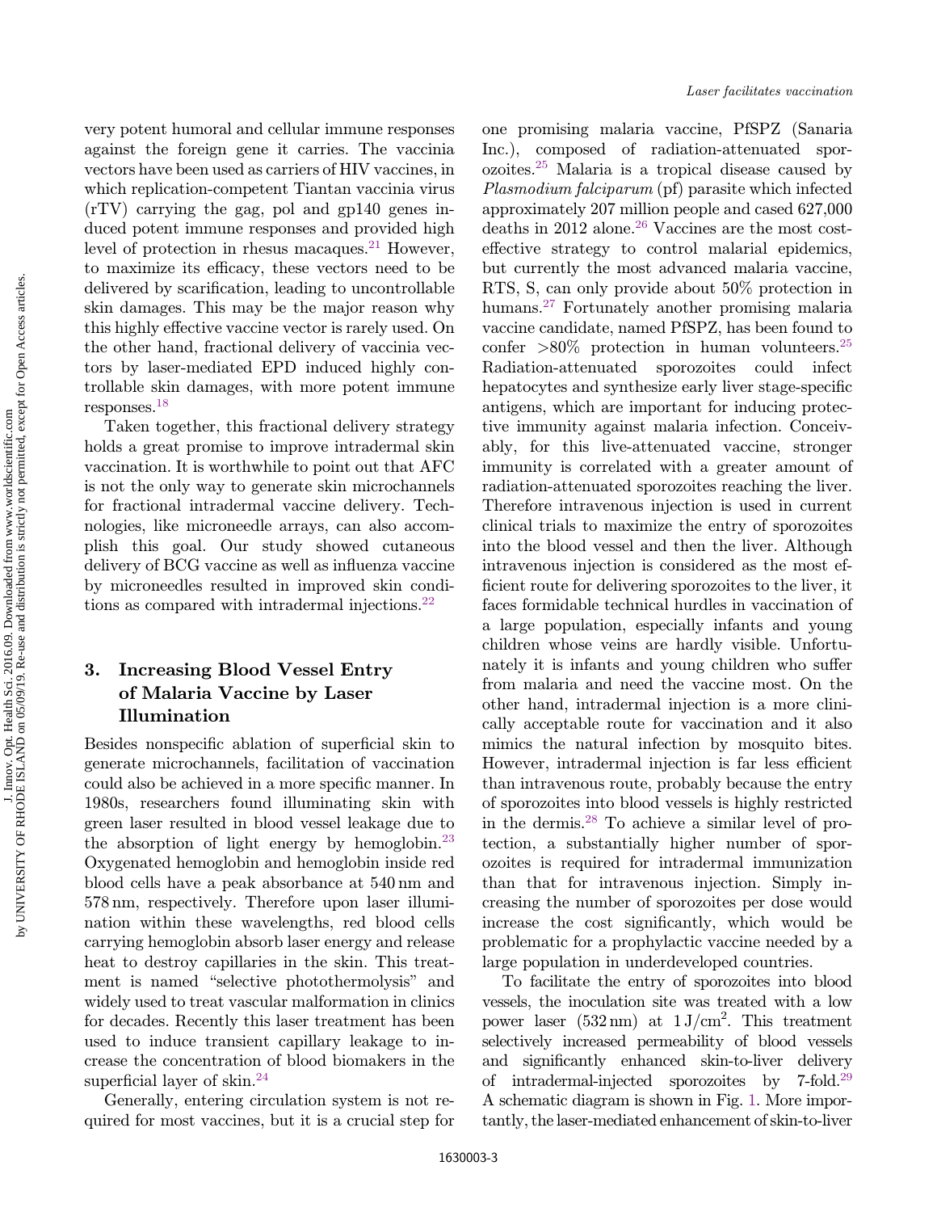very potent humoral and cellular immune responses against the foreign gene it carries. The vaccinia vectors have been used as carriers of HIV vaccines, in which replication-competent Tiantan vaccinia virus (rTV) carrying the gag, pol and gp140 genes induced potent immune responses and provided high level of protection in rhesus macaques.[21] However, to maximize its efficacy, these vectors need to be delivered by scarification, leading to uncontrollable skin damages. This may be the major reason why this highly effective vaccine vector is rarely used. On the other hand, fractional delivery of vaccinia vectors by laser-mediated EPD induced highly controllable skin damages, with more potent immune responses.[18]

Taken together, this fractional delivery strategy holds a great promise to improve intradermal skin vaccination. It is worthwhile to point out that AFC is not the only way to generate skin microchannels for fractional intradermal vaccine delivery. Technologies, like microneedle arrays, can also accomplish this goal. Our study showed cutaneous delivery of BCG vaccine as well as influenza vaccine by microneedles resulted in improved skin conditions as compared with intradermal injections.[22]

## 3. Increasing Blood Vessel Entry of Malaria Vaccine by Laser Illumination

Besides nonspecific ablation of superficial skin to generate microchannels, facilitation of vaccination could also be achieved in a more specific manner. In 1980s, researchers found illuminating skin with green laser resulted in blood vessel leakage due to the absorption of light energy by hemoglobin.[23] Oxygenated hemoglobin and hemoglobin inside red blood cells have a peak absorbance at 540 nm and 578 nm, respectively. Therefore upon laser illumination within these wavelengths, red blood cells carrying hemoglobin absorb laser energy and release heat to destroy capillaries in the skin. This treatment is named "selective photothermolysis" and widely used to treat vascular malformation in clinics for decades. Recently this laser treatment has been used to induce transient capillary leakage to increase the concentration of blood biomakers in the superficial layer of skin.[24]

Generally, entering circulation system is not required for most vaccines, but it is a crucial step for one promising malaria vaccine, PfSPZ (Sanaria Inc.), composed of radiation-attenuated sporozoites.[25] Malaria is a tropical disease caused by *Plasmodium falciparum* (pf) parasite which infected approximately 207 million people and cased 627,000 deaths in 2012 alone.[26] Vaccines are the most cost-effective strategy to control malarial epidemics, but currently the most advanced malaria vaccine, RTS, S, can only provide about 50% protection in humans.[27] Fortunately another promising malaria vaccine candidate, named PfSPZ, has been found to confer >80% protection in human volunteers.[25] Radiation-attenuated sporozoites could infect hepatocytes and synthesize early liver stage-specific antigens, which are important for inducing protective immunity against malaria infection. Conceivably, for this live-attenuated vaccine, stronger immunity is correlated with a greater amount of radiation-attenuated sporozoites reaching the liver. Therefore intravenous injection is used in current clinical trials to maximize the entry of sporozoites into the blood vessel and then the liver. Although intravenous injection is considered as the most efficient route for delivering sporozoites to the liver, it faces formidable technical hurdles in vaccination of a large population, especially infants and young children whose veins are hardly visible. Unfortunately it is infants and young children who suffer from malaria and need the vaccine most. On the other hand, intradermal injection is a more clinically acceptable route for vaccination and it also mimics the natural infection by mosquito bites. However, intradermal injection is far less efficient than intravenous route, probably because the entry of sporozoites into blood vessels is highly restricted in the dermis.[28] To achieve a similar level of protection, a substantially higher number of sporozoites is required for intradermal immunization than that for intravenous injection. Simply increasing the number of sporozoites per dose would increase the cost significantly, which would be problematic for a prophylactic vaccine needed by a large population in underdeveloped countries.

To facilitate the entry of sporozoites into blood vessels, the inoculation site was treated with a low power laser (532 nm) at 1 J/cm$^2$. This treatment selectively increased permeability of blood vessels and significantly enhanced skin-to-liver delivery of intradermal-injected sporozoites by 7-fold.[29] A schematic diagram is shown in Fig. 1. More importantly, the laser-mediated enhancement of skin-to-liver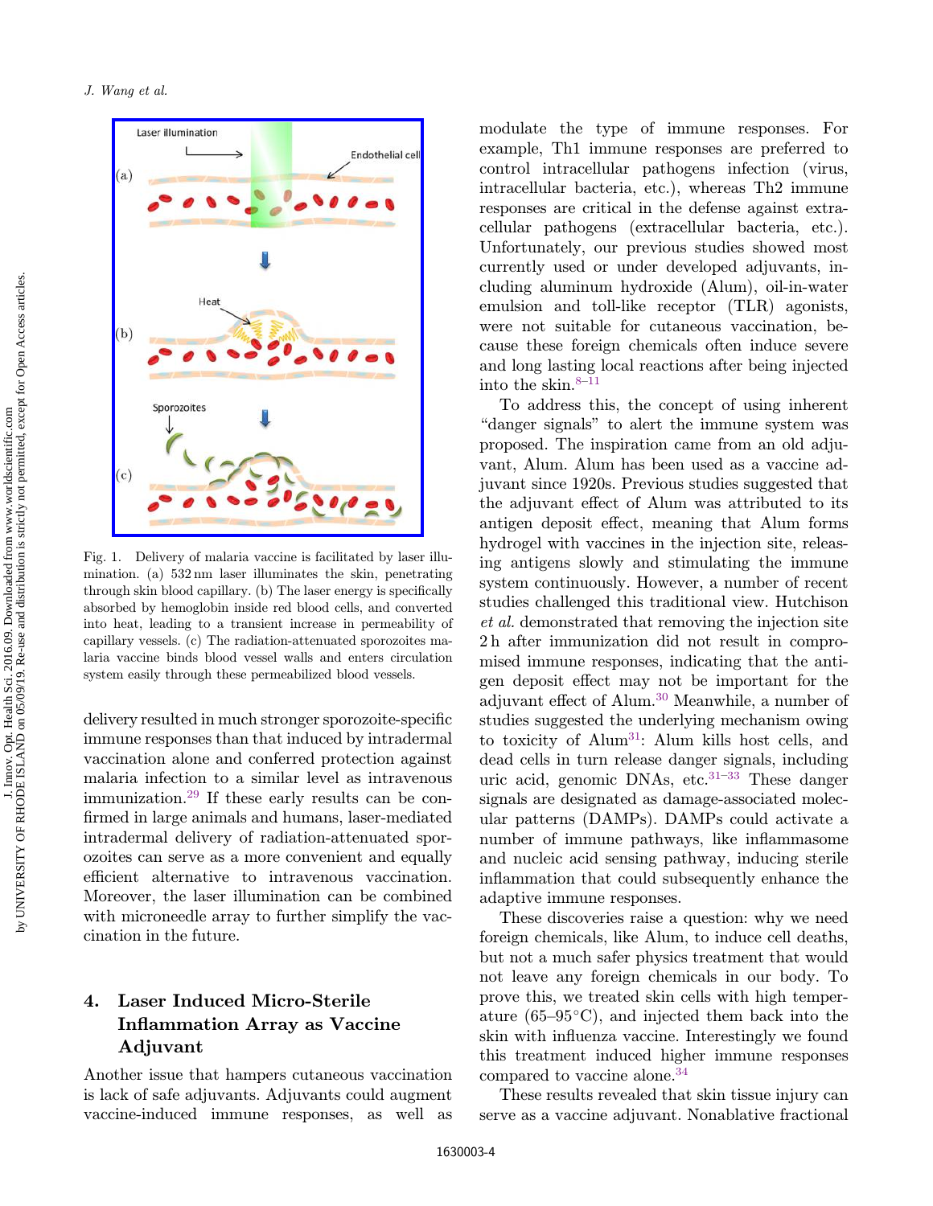Fig. 1. Delivery of malaria vaccine is facilitated by laser illumination. (a) 532 nm laser illuminates the skin, penetrating through skin blood capillary. (b) The laser energy is specifically absorbed by hemoglobin inside red blood cells, and converted into heat, leading to a transient increase in permeability of capillary vessels. (c) The radiation-attenuated sporozoites malaria vaccine binds blood vessel walls and enters circulation system easily through these permeabilized blood vessels.

delivery resulted in much stronger sporozoite-specific immune responses than that induced by intradermal vaccination alone and conferred protection against malaria infection to a similar level as intravenous immunization.[29] If these early results can be confirmed in large animals and humans, laser-mediated intradermal delivery of radiation-attenuated sporozoites can serve as a more convenient and equally efficient alternative to intravenous vaccination. Moreover, the laser illumination can be combined with microneedle array to further simplify the vaccination in the future.

## 4. Laser Induced Micro-Sterile Inflammation Array as Vaccine Adjuvant

Another issue that hampers cutaneous vaccination is lack of safe adjuvants. Adjuvants could augment vaccine-induced immune responses, as well as modulate the type of immune responses. For example, Th1 immune responses are preferred to control intracellular pathogens infection (virus, intracellular bacteria, etc.), whereas Th2 immune responses are critical in the defense against extracellular pathogens (extracellular bacteria, etc.). Unfortunately, our previous studies showed most currently used or under developed adjuvants, including aluminum hydroxide (Alum), oil-in-water emulsion and toll-like receptor (TLR) agonists, were not suitable for cutaneous vaccination, because these foreign chemicals often induce severe and long lasting local reactions after being injected into the skin.[8–11]

To address this, the concept of using inherent "danger signals" to alert the immune system was proposed. The inspiration came from an old adjuvant, Alum. Alum has been used as a vaccine adjuvant since 1920s. Previous studies suggested that the adjuvant effect of Alum was attributed to its antigen deposit effect, meaning that Alum forms hydrogel with vaccines in the injection site, releasing antigens slowly and stimulating the immune system continuously. However, a number of recent studies challenged this traditional view. Hutchison *et al.* demonstrated that removing the injection site 2 h after immunization did not result in compromised immune responses, indicating that the antigen deposit effect may not be important for the adjuvant effect of Alum.[30] Meanwhile, a number of studies suggested the underlying mechanism owing to toxicity of Alum[31]: Alum kills host cells, and dead cells in turn release danger signals, including uric acid, genomic DNAs, etc.[31–33] These danger signals are designated as damage-associated molecular patterns (DAMPs). DAMPs could activate a number of immune pathways, like inflammasome and nucleic acid sensing pathway, inducing sterile inflammation that could subsequently enhance the adaptive immune responses.

These discoveries raise a question: why we need foreign chemicals, like Alum, to induce cell deaths, but not a much safer physics treatment that would not leave any foreign chemicals in our body. To prove this, we treated skin cells with high temperature (65–95°C), and injected them back into the skin with influenza vaccine. Interestingly we found this treatment induced higher immune responses compared to vaccine alone.[34]

These results revealed that skin tissue injury can serve as a vaccine adjuvant. Nonablative fractional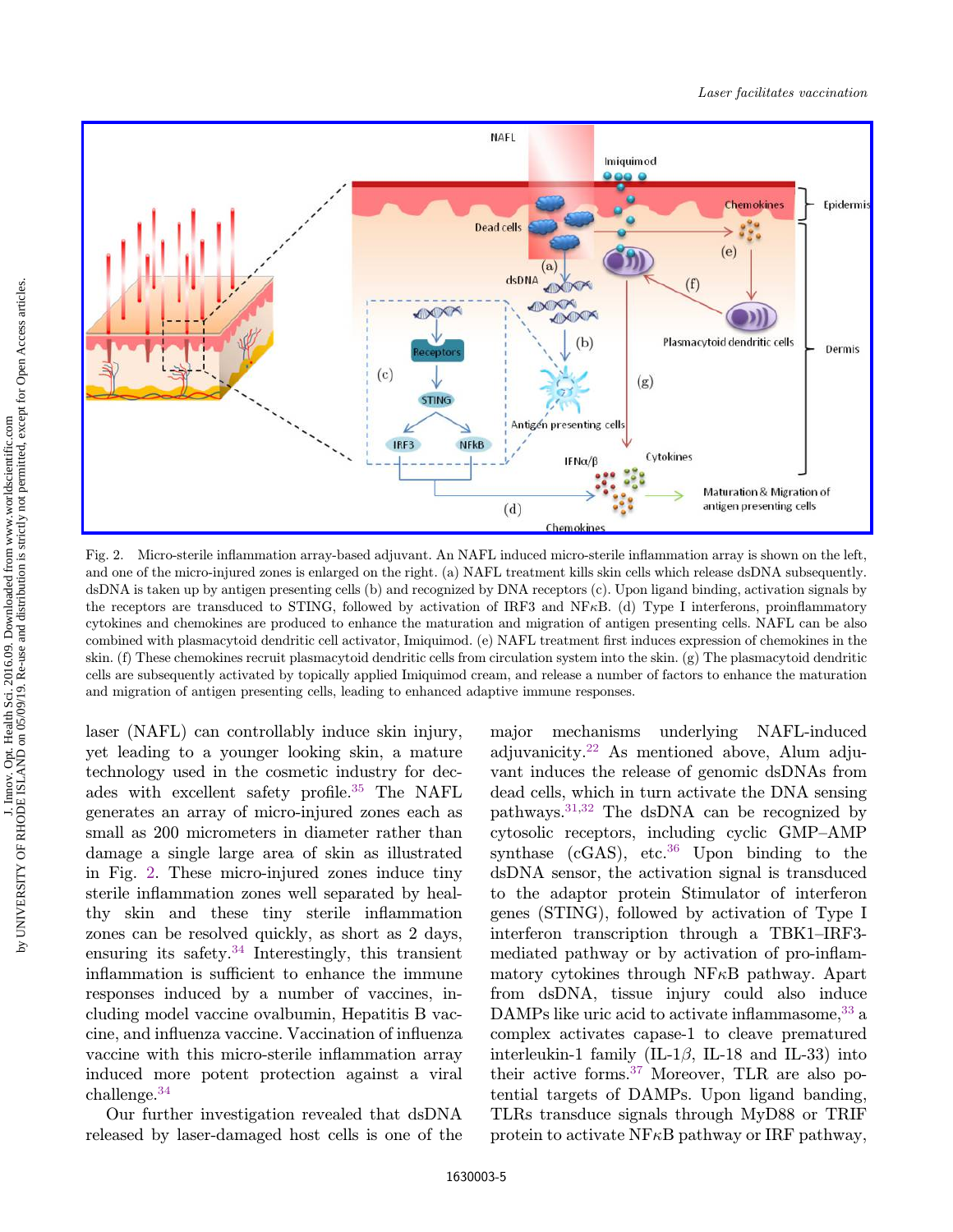Fig. 2. Micro-sterile inflammation array-based adjuvant. An NAFL induced micro-sterile inflammation array is shown on the left, and one of the micro-injured zones is enlarged on the right. (a) NAFL treatment kills skin cells which release dsDNA subsequently. dsDNA is taken up by antigen presenting cells (b) and recognized by DNA receptors (c). Upon ligand binding, activation signals by the receptors are transduced to STING, followed by activation of IRF3 and NFκB. (d) Type I interferons, proinflammatory cytokines and chemokines are produced to enhance the maturation and migration of antigen presenting cells. NAFL can be also combined with plasmacytoid dendritic cell activator, Imiquimod. (e) NAFL treatment first induces expression of chemokines in the skin. (f) These chemokines recruit plasmacytoid dendritic cells from circulation system into the skin. (g) The plasmacytoid dendritic cells are subsequently activated by topically applied Imiquimod cream, and release a number of factors to enhance the maturation and migration of antigen presenting cells, leading to enhanced adaptive immune responses.

laser (NAFL) can controllably induce skin injury, yet leading to a younger looking skin, a mature technology used in the cosmetic industry for decades with excellent safety profile.[35] The NAFL generates an array of micro-injured zones each as small as 200 micrometers in diameter rather than damage a single large area of skin as illustrated in Fig. 2. These micro-injured zones induce tiny sterile inflammation zones well separated by healthy skin and these tiny sterile inflammation zones can be resolved quickly, as short as 2 days, ensuring its safety.[34] Interestingly, this transient inflammation is sufficient to enhance the immune responses induced by a number of vaccines, including model vaccine ovalbumin, Hepatitis B vaccine, and influenza vaccine. Vaccination of influenza vaccine with this micro-sterile inflammation array induced more potent protection against a viral challenge.[34]

Our further investigation revealed that dsDNA released by laser-damaged host cells is one of the major mechanisms underlying NAFL-induced adjuvanicity.[22] As mentioned above, Alum adjuvant induces the release of genomic dsDNAs from dead cells, which in turn activate the DNA sensing pathways.[31,32] The dsDNA can be recognized by cytosolic receptors, including cyclic GMP–AMP synthase (cGAS), etc.[36] Upon binding to the dsDNA sensor, the activation signal is transduced to the adaptor protein Stimulator of interferon genes (STING), followed by activation of Type I interferon transcription through a TBK1–IRF3-mediated pathway or by activation of pro-inflammatory cytokines through NFκB pathway. Apart from dsDNA, tissue injury could also induce DAMPs like uric acid to activate inflammasome,[33] a complex activates capase-1 to cleave prematured interleukin-1 family (IL-1$\beta$, IL-18 and IL-33) into their active forms.[37] Moreover, TLR are also potential targets of DAMPs. Upon ligand banding, TLRs transduce signals through MyD88 or TRIF protein to activate NFκB pathway or IRF pathway,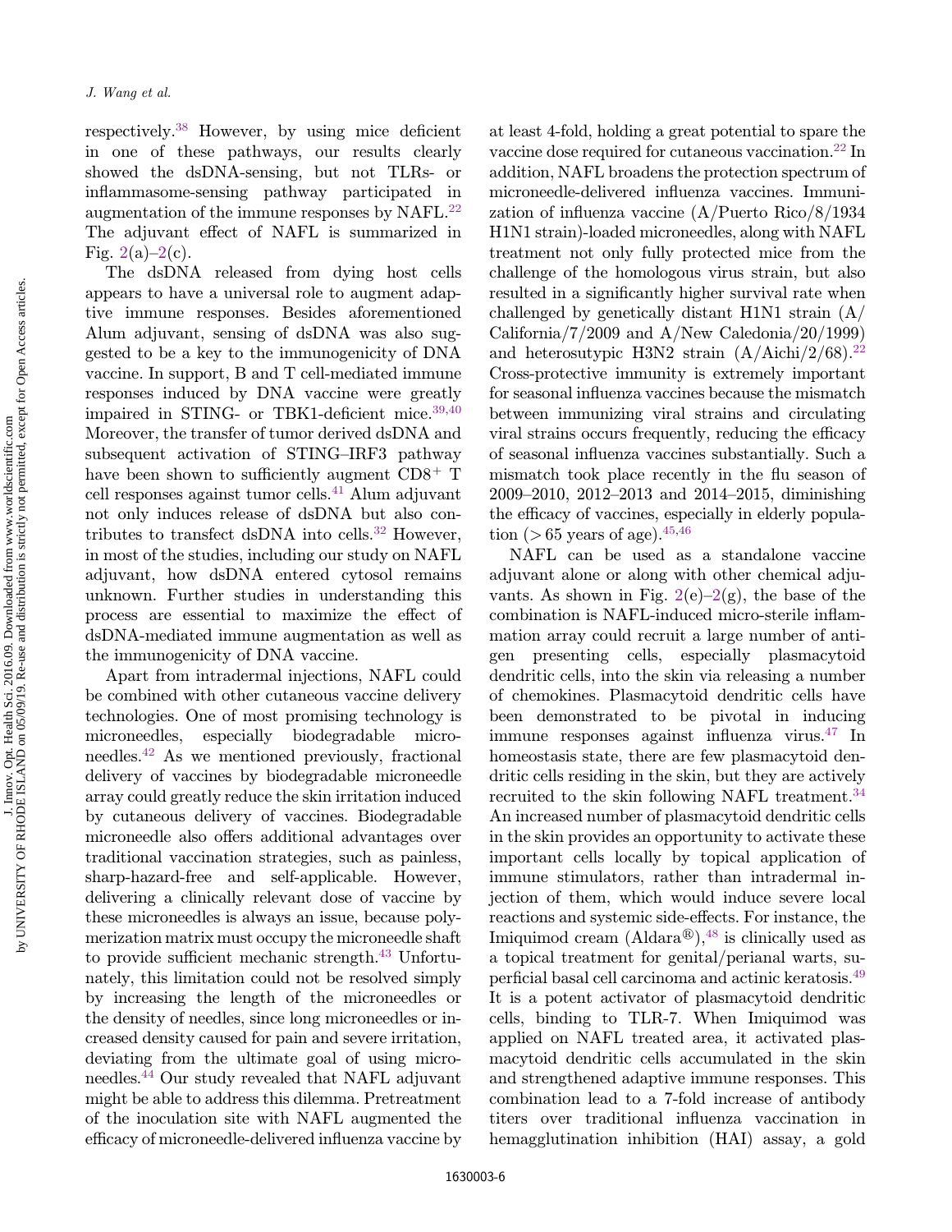respectively.[38] However, by using mice deficient in one of these pathways, our results clearly showed the dsDNA-sensing, but not TLRs- or inflammasome-sensing pathway participated in augmentation of the immune responses by NAFL.[22] The adjuvant effect of NAFL is summarized in Fig. 2(a)–2(c).

The dsDNA released from dying host cells appears to have a universal role to augment adaptive immune responses. Besides aforementioned Alum adjuvant, sensing of dsDNA was also suggested to be a key to the immunogenicity of DNA vaccine. In support, B and T cell-mediated immune responses induced by DNA vaccine were greatly impaired in STING- or TBK1-deficient mice.[39,40] Moreover, the transfer of tumor derived dsDNA and subsequent activation of STING–IRF3 pathway have been shown to sufficiently augment $CD8^+$ T cell responses against tumor cells.[41] Alum adjuvant not only induces release of dsDNA but also contributes to transfect dsDNA into cells.[32] However, in most of the studies, including our study on NAFL adjuvant, how dsDNA entered cytosol remains unknown. Further studies in understanding this process are essential to maximize the effect of dsDNA-mediated immune augmentation as well as the immunogenicity of DNA vaccine.

Apart from intradermal injections, NAFL could be combined with other cutaneous vaccine delivery technologies. One of most promising technology is microneedles, especially biodegradable microneedles.[42] As we mentioned previously, fractional delivery of vaccines by biodegradable microneedle array could greatly reduce the skin irritation induced by cutaneous delivery of vaccines. Biodegradable microneedle also offers additional advantages over traditional vaccination strategies, such as painless, sharp-hazard-free and self-applicable. However, delivering a clinically relevant dose of vaccine by these microneedles is always an issue, because polymerization matrix must occupy the microneedle shaft to provide sufficient mechanic strength.[43] Unfortunately, this limitation could not be resolved simply by increasing the length of the microneedles or the density of needles, since long microneedles or increased density caused for pain and severe irritation, deviating from the ultimate goal of using microneedles.[44] Our study revealed that NAFL adjuvant might be able to address this dilemma. Pretreatment of the inoculation site with NAFL augmented the efficacy of microneedle-delivered influenza vaccine by at least 4-fold, holding a great potential to spare the vaccine dose required for cutaneous vaccination.[22] In addition, NAFL broadens the protection spectrum of microneedle-delivered influenza vaccines. Immunization of influenza vaccine (A/Puerto Rico/8/1934 H1N1 strain)-loaded microneedles, along with NAFL treatment not only fully protected mice from the challenge of the homologous virus strain, but also resulted in a significantly higher survival rate when challenged by genetically distant H1N1 strain (A/California/7/2009 and A/New Caledonia/20/1999) and heterosutypic H3N2 strain (A/Aichi/2/68).[22] Cross-protective immunity is extremely important for seasonal influenza vaccines because the mismatch between immunizing viral strains and circulating viral strains occurs frequently, reducing the efficacy of seasonal influenza vaccines substantially. Such a mismatch took place recently in the flu season of 2009–2010, 2012–2013 and 2014–2015, diminishing the efficacy of vaccines, especially in elderly population (> 65 years of age).[45,46]

NAFL can be used as a standalone vaccine adjuvant alone or along with other chemical adjuvants. As shown in Fig. 2(e)–2(g), the base of the combination is NAFL-induced micro-sterile inflammation array could recruit a large number of antigen presenting cells, especially plasmacytoid dendritic cells, into the skin via releasing a number of chemokines. Plasmacytoid dendritic cells have been demonstrated to be pivotal in inducing immune responses against influenza virus.[47] In homeostasis state, there are few plasmacytoid dendritic cells residing in the skin, but they are actively recruited to the skin following NAFL treatment.[34] An increased number of plasmacytoid dendritic cells in the skin provides an opportunity to activate these important cells locally by topical application of immune stimulators, rather than intradermal injection of them, which would induce severe local reactions and systemic side-effects. For instance, the Imiquimod cream (Aldara®),[48] is clinically used as a topical treatment for genital/perianal warts, superficial basal cell carcinoma and actinic keratosis.[49] It is a potent activator of plasmacytoid dendritic cells, binding to TLR-7. When Imiquimod was applied on NAFL treated area, it activated plasmacytoid dendritic cells accumulated in the skin and strengthened adaptive immune responses. This combination lead to a 7-fold increase of antibody titers over traditional influenza vaccination in hemagglutination inhibition (HAI) assay, a gold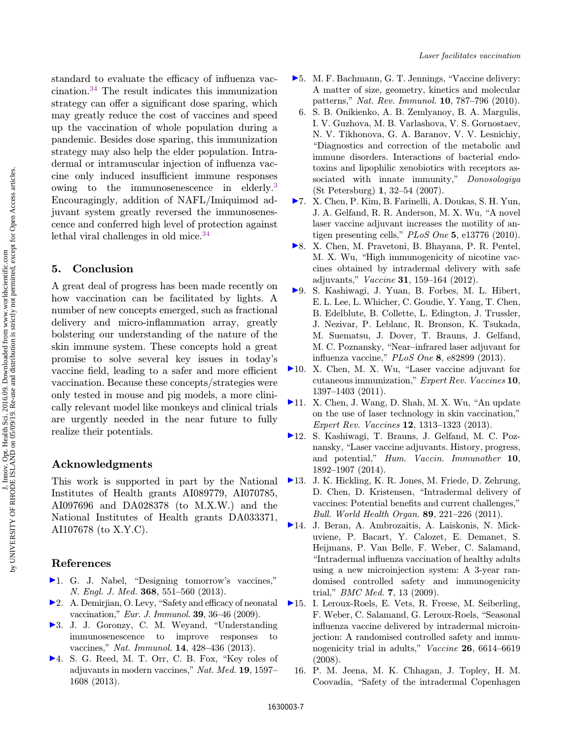standard to evaluate the efficacy of influenza vaccination.[34] The result indicates this immunization strategy can offer a significant dose sparing, which may greatly reduce the cost of vaccines and speed up the vaccination of whole population during a pandemic. Besides dose sparing, this immunization strategy may also help the elder population. Intradermal or intramuscular injection of influenza vaccine only induced insufficient immune responses owing to the immunosenescence in elderly.[3] Encouragingly, addition of NAFL/Imiquimod adjuvant system greatly reversed the immunosenescence and conferred high level of protection against lethal viral challenges in old mice.[34]

## 5. Conclusion

A great deal of progress has been made recently on how vaccination can be facilitated by lights. A number of new concepts emerged, such as fractional delivery and micro-inflammation array, greatly bolstering our understanding of the nature of the skin immune system. These concepts hold a great promise to solve several key issues in today's vaccine field, leading to a safer and more efficient vaccination. Because these concepts/strategies were only tested in mouse and pig models, a more clinically relevant model like monkeys and clinical trials are urgently needed in the near future to fully realize their potentials.

## Acknowledgments

This work is supported in part by the National Institutes of Health grants AI089779, AI070785, AI097696 and DA028378 (to M.X.W.) and the National Institutes of Health grants DA033371, AI107678 (to X.Y.C).

## References

1. G. J. Nabel, "Designing tomorrow's vaccines," *N. Engl. J. Med.* **368**, 551–560 (2013).
2. A. Demirjian, O. Levy, "Safety and efficacy of neonatal vaccination," *Eur. J. Immunol.* **39**, 36–46 (2009).
3. J. J. Goronzy, C. M. Weyand, "Understanding immunosenescence to improve responses to vaccines," *Nat. Immunol.* **14**, 428–436 (2013).
4. S. G. Reed, M. T. Orr, C. B. Fox, "Key roles of adjuvants in modern vaccines," *Nat. Med.* **19**, 1597–1608 (2013).
5. M. F. Bachmann, G. T. Jennings, "Vaccine delivery: A matter of size, geometry, kinetics and molecular patterns," *Nat. Rev. Immunol.* **10**, 787–796 (2010).
6. S. B. Onikienko, A. B. Zemlyanoy, B. A. Margulis, I. V. Guzhova, M. B. Varlashova, V. S. Gornostaev, N. V. Tikhonova, G. A. Baranov, V. V. Lesnichiy, "Diagnostics and correction of the metabolic and immune disorders. Interactions of bacterial endotoxins and lipophilic xenobiotics with receptors associated with innate immunity," *Donosologiya* (St Petersburg) **1**, 32–54 (2007).
7. X. Chen, P. Kim, B. Farinelli, A. Doukas, S. H. Yun, J. A. Gelfand, R. R. Anderson, M. X. Wu, "A novel laser vaccine adjuvant increases the motility of antigen presenting cells," *PLoS One* **5**, e13776 (2010).
8. X. Chen, M. Pravetoni, B. Bhayana, P. R. Pentel, M. X. Wu, "High immunogenicity of nicotine vaccines obtained by intradermal delivery with safe adjuvants," *Vaccine* **31**, 159–164 (2012).
9. S. Kashiwagi, J. Yuan, B. Forbes, M. L. Hibert, E. L. Lee, L. Whicher, C. Goudie, Y. Yang, T. Chen, B. Edelblute, B. Collette, L. Edington, J. Trussler, J. Nezivar, P. Leblanc, R. Bronson, K. Tsukada, M. Suematsu, J. Dover, T. Brauns, J. Gelfand, M. C. Poznansky, "Near–infrared laser adjuvant for influenza vaccine," *PLoS One* **8**, e82899 (2013).
10. X. Chen, M. X. Wu, "Laser vaccine adjuvant for cutaneous immunization," *Expert Rev. Vaccines* **10**, 1397–1403 (2011).
11. X. Chen, J. Wang, D. Shah, M. X. Wu, "An update on the use of laser technology in skin vaccination," *Expert Rev. Vaccines* **12**, 1313–1323 (2013).
12. S. Kashiwagi, T. Brauns, J. Gelfand, M. C. Poznansky, "Laser vaccine adjuvants. History, progress, and potential," *Hum. Vaccin. Immunother* **10**, 1892–1907 (2014).
13. J. K. Hickling, K. R. Jones, M. Friede, D. Zehrung, D. Chen, D. Kristensen, "Intradermal delivery of vaccines: Potential benefits and current challenges," *Bull. World Health Organ.* **89**, 221–226 (2011).
14. J. Beran, A. Ambrozaitis, A. Laiskonis, N. Mickuviene, P. Bacart, Y. Calozet, E. Demanet, S. Heijmans, P. Van Belle, F. Weber, C. Salamand, "Intradermal influenza vaccination of healthy adults using a new microinjection system: A 3-year randomised controlled safety and immunogenicity trial," *BMC Med.* **7**, 13 (2009).
15. I. Leroux-Roels, E. Vets, R. Freese, M. Seiberling, F. Weber, C. Salamand, G. Leroux-Roels, "Seasonal influenza vaccine delivered by intradermal microinjection: A randomised controlled safety and immunogenicity trial in adults," *Vaccine* **26**, 6614–6619 (2008).
16. P. M. Jeena, M. K. Chhagan, J. Topley, H. M. Coovadia, "Safety of the intradermal Copenhagen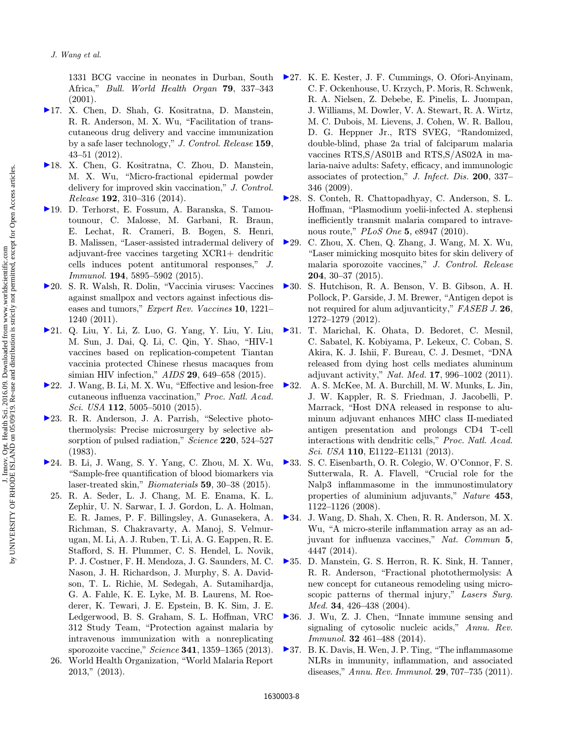1331 BCG vaccine in neonates in Durban, South Africa," *Bull. World Health Organ* **79**, 337–343 (2001).

17. X. Chen, D. Shah, G. Kositratna, D. Manstein, R. R. Anderson, M. X. Wu, "Facilitation of transcutaneous drug delivery and vaccine immunization by a safe laser technology," *J. Control. Release* **159**, 43–51 (2012).
18. X. Chen, G. Kositratna, C. Zhou, D. Manstein, M. X. Wu, "Micro-fractional epidermal powder delivery for improved skin vaccination," *J. Control. Release* **192**, 310–316 (2014).
19. D. Terhorst, E. Fossum, A. Baranska, S. Tamoutounour, C. Malosse, M. Garbani, R. Braun, E. Lechat, R. Crameri, B. Bogen, S. Henri, B. Malissen, "Laser-assisted intradermal delivery of adjuvant-free vaccines targeting XCR1+ dendritic cells induces potent antitumoral responses," *J. Immunol.* **194**, 5895–5902 (2015).
20. S. R. Walsh, R. Dolin, "Vaccinia viruses: Vaccines against smallpox and vectors against infectious diseases and tumors," *Expert Rev. Vaccines* **10**, 1221–1240 (2011).
21. Q. Liu, Y. Li, Z. Luo, G. Yang, Y. Liu, Y. Liu, M. Sun, J. Dai, Q. Li, C. Qin, Y. Shao, "HIV-1 vaccines based on replication-competent Tiantan vaccinia protected Chinese rhesus macaques from simian HIV infection," *AIDS* **29**, 649–658 (2015).
22. J. Wang, B. Li, M. X. Wu, "Effective and lesion-free cutaneous influenza vaccination," *Proc. Natl. Acad. Sci. USA* **112**, 5005–5010 (2015).
23. R. R. Anderson, J. A. Parrish, "Selective photothermolysis: Precise microsurgery by selective absorption of pulsed radiation," *Science* **220**, 524–527 (1983).
24. B. Li, J. Wang, S. Y. Yang, C. Zhou, M. X. Wu, "Sample-free quantification of blood biomarkers via laser-treated skin," *Biomaterials* **59**, 30–38 (2015).
25. R. A. Seder, L. J. Chang, M. E. Enama, K. L. Zephir, U. N. Sarwar, I. J. Gordon, L. A. Holman, E. R. James, P. F. Billingsley, A. Gunasekera, A. Richman, S. Chakravarty, A. Manoj, S. Velmurugan, M. Li, A. J. Ruben, T. Li, A. G. Eappen, R. E. Stafford, S. H. Plummer, C. S. Hendel, L. Novik, P. J. Costner, F. H. Mendoza, J. G. Saunders, M. C. Nason, J. H. Richardson, J. Murphy, S. A. Davidson, T. L. Richie, M. Sedegah, A. Sutamihardja, G. A. Fahle, K. E. Lyke, M. B. Laurens, M. Roederer, K. Tewari, J. E. Epstein, B. K. Sim, J. E. Ledgerwood, B. S. Graham, S. L. Hoffman, VRC 312 Study Team, "Protection against malaria by intravenous immunization with a nonreplicating sporozoite vaccine," *Science* **341**, 1359–1365 (2013).
26. World Health Organization, "World Malaria Report 2013," (2013).
27. K. E. Kester, J. F. Cummings, O. Ofori-Anyinam, C. F. Ockenhouse, U. Krzych, P. Moris, R. Schwenk, R. A. Nielsen, Z. Debebe, E. Pinelis, L. Juompan, J. Williams, M. Dowler, V. A. Stewart, R. A. Wirtz, M. C. Dubois, M. Lievens, J. Cohen, W. R. Ballou, D. G. Heppner Jr., RTS SVEG, "Randomized, double-blind, phase 2a trial of falciparum malaria vaccines RTS,S/AS01B and RTS,S/AS02A in malaria-naive adults: Safety, efficacy, and immunologic associates of protection," *J. Infect. Dis.* **200**, 337–346 (2009).
28. S. Conteh, R. Chattopadhyay, C. Anderson, S. L. Hoffman, "Plasmodium yoelii-infected A. stephensi inefficiently transmit malaria compared to intravenous route," *PLoS One* **5**, e8947 (2010).
29. C. Zhou, X. Chen, Q. Zhang, J. Wang, M. X. Wu, "Laser mimicking mosquito bites for skin delivery of malaria sporozoite vaccines," *J. Control. Release* **204**, 30–37 (2015).
30. S. Hutchison, R. A. Benson, V. B. Gibson, A. H. Pollock, P. Garside, J. M. Brewer, "Antigen depot is not required for alum adjuvanticity," *FASEB J.* **26**, 1272–1279 (2012).
31. T. Marichal, K. Ohata, D. Bedoret, C. Mesnil, C. Sabatel, K. Kobiyama, P. Lekeux, C. Coban, S. Akira, K. J. Ishii, F. Bureau, C. J. Desmet, "DNA released from dying host cells mediates aluminum adjuvant activity," *Nat. Med.* **17**, 996–1002 (2011).
32. A. S. McKee, M. A. Burchill, M. W. Munks, L. Jin, J. W. Kappler, R. S. Friedman, J. Jacobelli, P. Marrack, "Host DNA released in response to aluminum adjuvant enhances MHC class II-mediated antigen presentation and prolongs CD4 T-cell interactions with dendritic cells," *Proc. Natl. Acad. Sci. USA* **110**, E1122–E1131 (2013).
33. S. C. Eisenbarth, O. R. Colegio, W. O'Connor, F. S. Sutterwala, R. A. Flavell, "Crucial role for the Nalp3 inflammasome in the immunostimulatory properties of aluminium adjuvants," *Nature* **453**, 1122–1126 (2008).
34. J. Wang, D. Shah, X. Chen, R. R. Anderson, M. X. Wu, "A micro-sterile inflammation array as an adjuvant for influenza vaccines," *Nat. Commun* **5**, 4447 (2014).
35. D. Manstein, G. S. Herron, R. K. Sink, H. Tanner, R. R. Anderson, "Fractional photothermolysis: A new concept for cutaneous remodeling using microscopic patterns of thermal injury," *Lasers Surg. Med.* **34**, 426–438 (2004).
36. J. Wu, Z. J. Chen, "Innate immune sensing and signaling of cytosolic nucleic acids," *Annu. Rev. Immunol.* **32** 461–488 (2014).
37. B. K. Davis, H. Wen, J. P. Ting, "The inflammasome NLRs in immunity, inflammation, and associated diseases," *Annu. Rev. Immunol.* **29**, 707–735 (2011).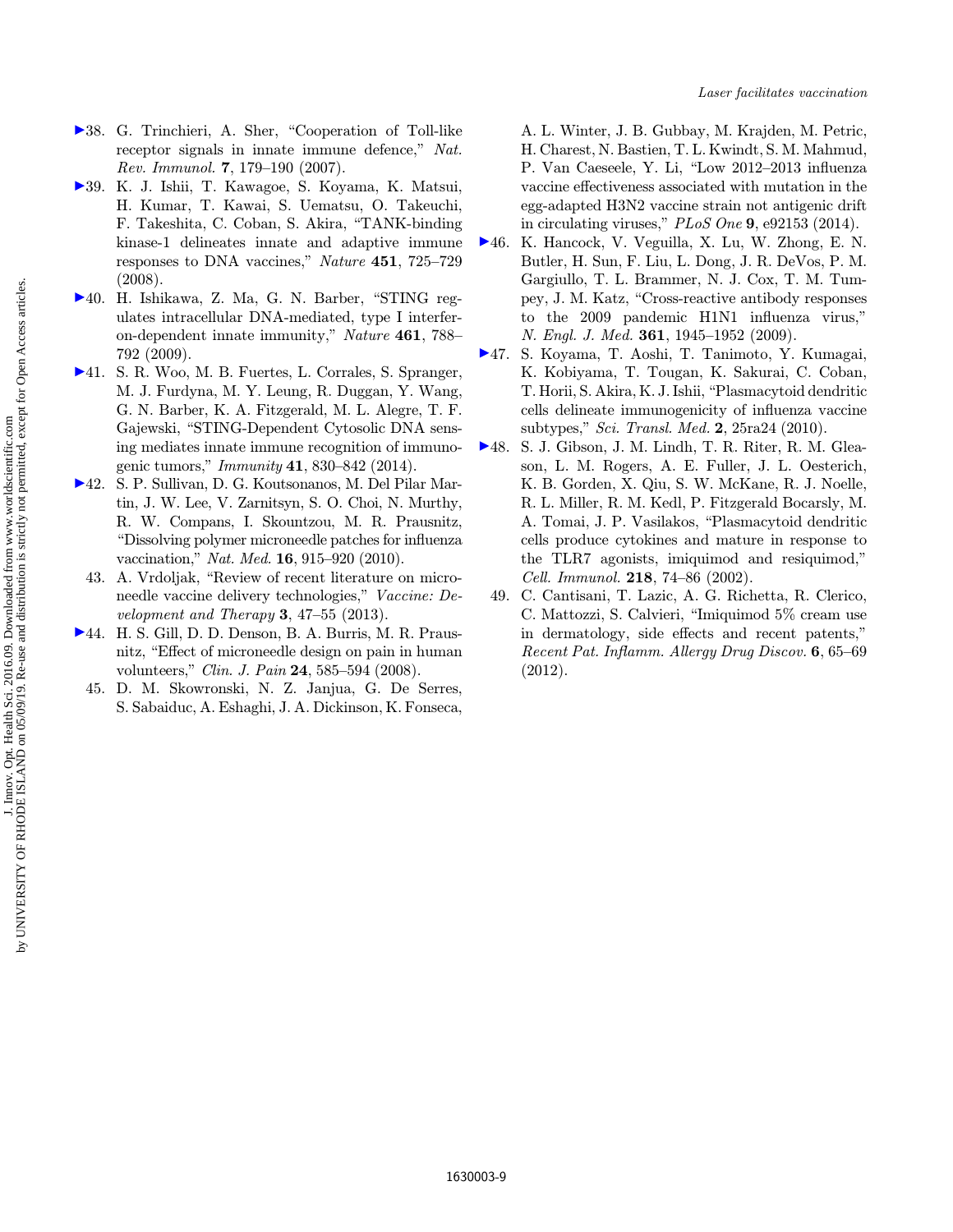38. G. Trinchieri, A. Sher, "Cooperation of Toll-like receptor signals in innate immune defence," *Nat. Rev. Immunol.* **7**, 179–190 (2007).
39. K. J. Ishii, T. Kawagoe, S. Koyama, K. Matsui, H. Kumar, T. Kawai, S. Uematsu, O. Takeuchi, F. Takeshita, C. Coban, S. Akira, "TANK-binding kinase-1 delineates innate and adaptive immune responses to DNA vaccines," *Nature* **451**, 725–729 (2008).
40. H. Ishikawa, Z. Ma, G. N. Barber, "STING regulates intracellular DNA-mediated, type I interferon-dependent innate immunity," *Nature* **461**, 788–792 (2009).
41. S. R. Woo, M. B. Fuertes, L. Corrales, S. Spranger, M. J. Furdyna, M. Y. Leung, R. Duggan, Y. Wang, G. N. Barber, K. A. Fitzgerald, M. L. Alegre, T. F. Gajewski, "STING-Dependent Cytosolic DNA sensing mediates innate immune recognition of immunogenic tumors," *Immunity* **41**, 830–842 (2014).
42. S. P. Sullivan, D. G. Koutsonanos, M. Del Pilar Martin, J. W. Lee, V. Zarnitsyn, S. O. Choi, N. Murthy, R. W. Compans, I. Skountzou, M. R. Prausnitz, "Dissolving polymer microneedle patches for influenza vaccination," *Nat. Med.* **16**, 915–920 (2010).
43. A. Vrdoljak, "Review of recent literature on microneedle vaccine delivery technologies," *Vaccine: Development and Therapy* **3**, 47–55 (2013).
44. H. S. Gill, D. D. Denson, B. A. Burris, M. R. Prausnitz, "Effect of microneedle design on pain in human volunteers," *Clin. J. Pain* **24**, 585–594 (2008).
45. D. M. Skowronski, N. Z. Janjua, G. De Serres, S. Sabaiduc, A. Eshaghi, J. A. Dickinson, K. Fonseca, A. L. Winter, J. B. Gubbay, M. Krajden, M. Petric, H. Charest, N. Bastien, T. L. Kwindt, S. M. Mahmud, P. Van Caeseele, Y. Li, "Low 2012–2013 influenza vaccine effectiveness associated with mutation in the egg-adapted H3N2 vaccine strain not antigenic drift in circulating viruses," *PLoS One* **9**, e92153 (2014).
46. K. Hancock, V. Veguilla, X. Lu, W. Zhong, E. N. Butler, H. Sun, F. Liu, L. Dong, J. R. DeVos, P. M. Gargiullo, T. L. Brammer, N. J. Cox, T. M. Tumpey, J. M. Katz, "Cross-reactive antibody responses to the 2009 pandemic H1N1 influenza virus," *N. Engl. J. Med.* **361**, 1945–1952 (2009).
47. S. Koyama, T. Aoshi, T. Tanimoto, Y. Kumagai, K. Kobiyama, T. Tougan, K. Sakurai, C. Coban, T. Horii, S. Akira, K. J. Ishii, "Plasmacytoid dendritic cells delineate immunogenicity of influenza vaccine subtypes," *Sci. Transl. Med.* **2**, 25ra24 (2010).
48. S. J. Gibson, J. M. Lindh, T. R. Riter, R. M. Gleason, L. M. Rogers, A. E. Fuller, J. L. Oesterich, K. B. Gorden, X. Qiu, S. W. McKane, R. J. Noelle, R. L. Miller, R. M. Kedl, P. Fitzgerald Bocarsly, M. A. Tomai, J. P. Vasilakos, "Plasmacytoid dendritic cells produce cytokines and mature in response to the TLR7 agonists, imiquimod and resiquimod," *Cell. Immunol.* **218**, 74–86 (2002).
49. C. Cantisani, T. Lazic, A. G. Richetta, R. Clerico, C. Mattozzi, S. Calvieri, "Imiquimod 5% cream use in dermatology, side effects and recent patents," *Recent Pat. Inflamm. Allergy Drug Discov.* **6**, 65–69 (2012).